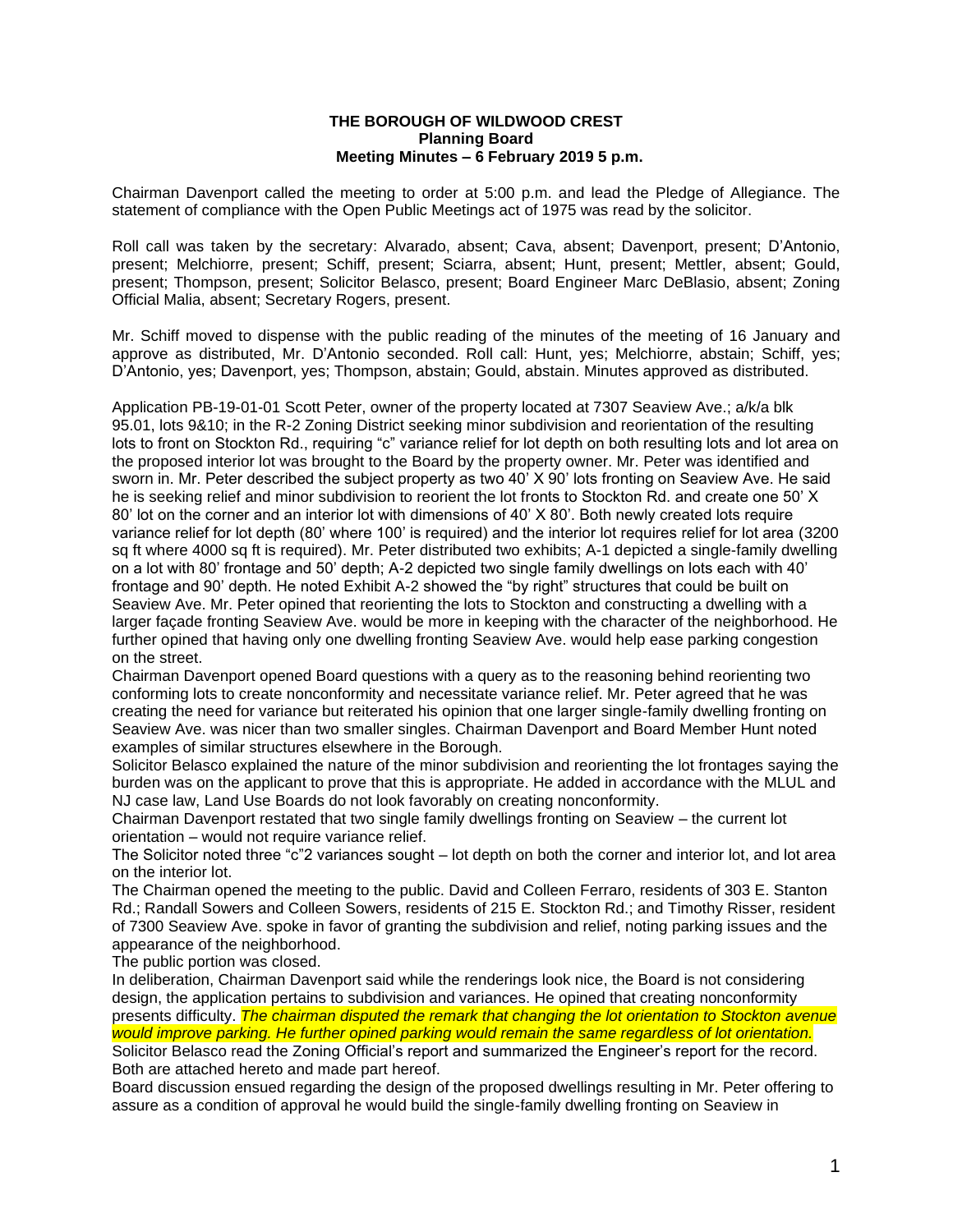**THE BOROUGH OF WILDWOOD CREST**
**Planning Board**
**Meeting Minutes – 6 February 2019 5 p.m.**

Chairman Davenport called the meeting to order at 5:00 p.m. and lead the Pledge of Allegiance. The statement of compliance with the Open Public Meetings act of 1975 was read by the solicitor.

Roll call was taken by the secretary: Alvarado, absent; Cava, absent; Davenport, present; D'Antonio, present; Melchiorre, present; Schiff, present; Sciarra, absent; Hunt, present; Mettler, absent; Gould, present; Thompson, present; Solicitor Belasco, present; Board Engineer Marc DeBlasio, absent; Zoning Official Malia, absent; Secretary Rogers, present.

Mr. Schiff moved to dispense with the public reading of the minutes of the meeting of 16 January and approve as distributed, Mr. D'Antonio seconded. Roll call: Hunt, yes; Melchiorre, abstain; Schiff, yes; D'Antonio, yes; Davenport, yes; Thompson, abstain; Gould, abstain. Minutes approved as distributed.

Application PB-19-01-01 Scott Peter, owner of the property located at 7307 Seaview Ave.; a/k/a blk 95.01, lots 9&10; in the R-2 Zoning District seeking minor subdivision and reorientation of the resulting lots to front on Stockton Rd., requiring "c" variance relief for lot depth on both resulting lots and lot area on the proposed interior lot was brought to the Board by the property owner. Mr. Peter was identified and sworn in. Mr. Peter described the subject property as two 40' X 90' lots fronting on Seaview Ave. He said he is seeking relief and minor subdivision to reorient the lot fronts to Stockton Rd. and create one 50' X 80' lot on the corner and an interior lot with dimensions of 40' X 80'. Both newly created lots require variance relief for lot depth (80' where 100' is required) and the interior lot requires relief for lot area (3200 sq ft where 4000 sq ft is required). Mr. Peter distributed two exhibits; A-1 depicted a single-family dwelling on a lot with 80' frontage and 50' depth; A-2 depicted two single family dwellings on lots each with 40' frontage and 90' depth. He noted Exhibit A-2 showed the "by right" structures that could be built on Seaview Ave. Mr. Peter opined that reorienting the lots to Stockton and constructing a dwelling with a larger façade fronting Seaview Ave. would be more in keeping with the character of the neighborhood. He further opined that having only one dwelling fronting Seaview Ave. would help ease parking congestion on the street.

Chairman Davenport opened Board questions with a query as to the reasoning behind reorienting two conforming lots to create nonconformity and necessitate variance relief. Mr. Peter agreed that he was creating the need for variance but reiterated his opinion that one larger single-family dwelling fronting on Seaview Ave. was nicer than two smaller singles. Chairman Davenport and Board Member Hunt noted examples of similar structures elsewhere in the Borough.

Solicitor Belasco explained the nature of the minor subdivision and reorienting the lot frontages saying the burden was on the applicant to prove that this is appropriate. He added in accordance with the MLUL and NJ case law, Land Use Boards do not look favorably on creating nonconformity.

Chairman Davenport restated that two single family dwellings fronting on Seaview – the current lot orientation – would not require variance relief.

The Solicitor noted three "c"2 variances sought – lot depth on both the corner and interior lot, and lot area on the interior lot.

The Chairman opened the meeting to the public. David and Colleen Ferraro, residents of 303 E. Stanton Rd.; Randall Sowers and Colleen Sowers, residents of 215 E. Stockton Rd.; and Timothy Risser, resident of 7300 Seaview Ave. spoke in favor of granting the subdivision and relief, noting parking issues and the appearance of the neighborhood.

The public portion was closed.

In deliberation, Chairman Davenport said while the renderings look nice, the Board is not considering design, the application pertains to subdivision and variances. He opined that creating nonconformity presents difficulty. *The chairman disputed the remark that changing the lot orientation to Stockton avenue would improve parking. He further opined parking would remain the same regardless of lot orientation.*

Solicitor Belasco read the Zoning Official's report and summarized the Engineer's report for the record. Both are attached hereto and made part hereof.

Board discussion ensued regarding the design of the proposed dwellings resulting in Mr. Peter offering to assure as a condition of approval he would build the single-family dwelling fronting on Seaview in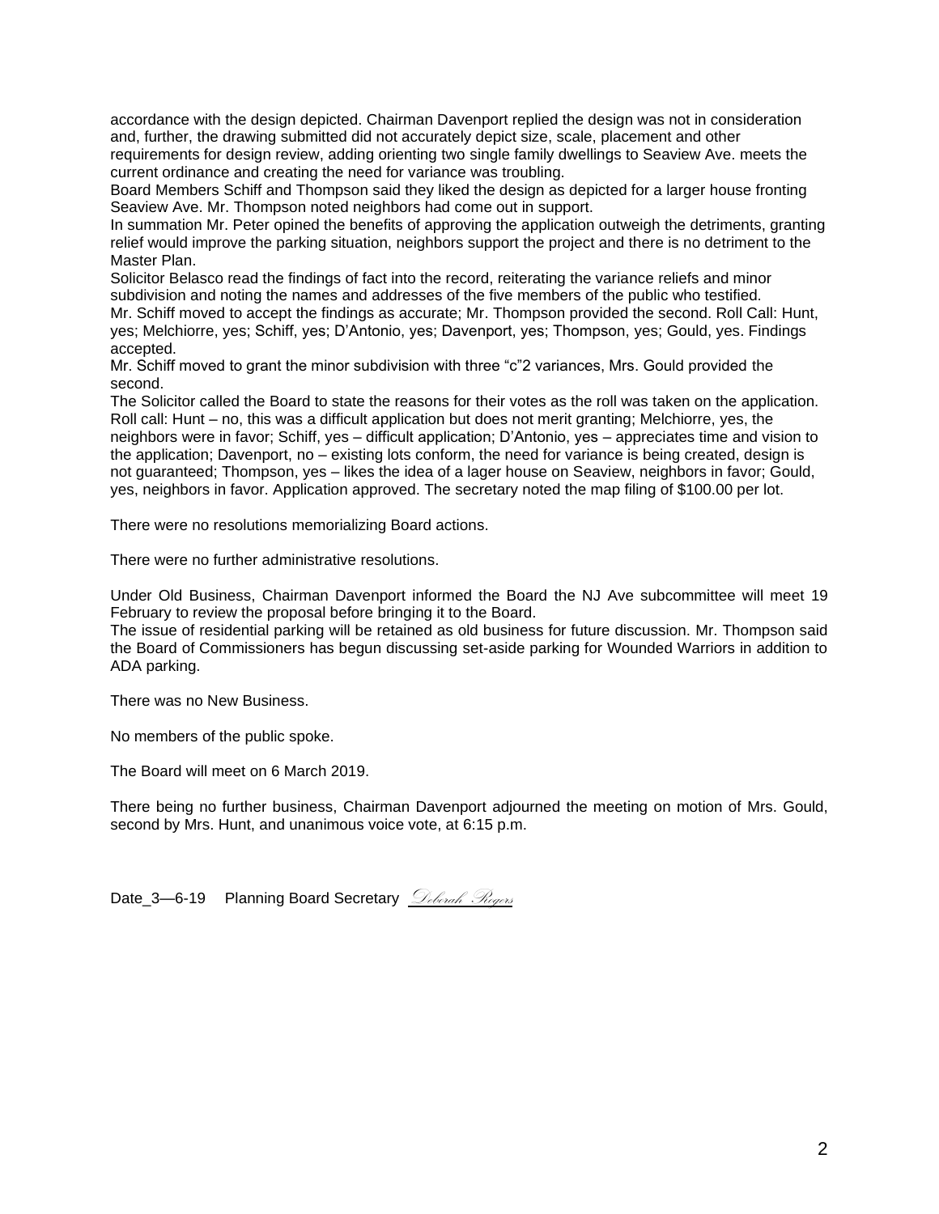accordance with the design depicted. Chairman Davenport replied the design was not in consideration and, further, the drawing submitted did not accurately depict size, scale, placement and other requirements for design review, adding orienting two single family dwellings to Seaview Ave. meets the current ordinance and creating the need for variance was troubling.
Board Members Schiff and Thompson said they liked the design as depicted for a larger house fronting Seaview Ave. Mr. Thompson noted neighbors had come out in support.
In summation Mr. Peter opined the benefits of approving the application outweigh the detriments, granting relief would improve the parking situation, neighbors support the project and there is no detriment to the Master Plan.
Solicitor Belasco read the findings of fact into the record, reiterating the variance reliefs and minor subdivision and noting the names and addresses of the five members of the public who testified.
Mr. Schiff moved to accept the findings as accurate; Mr. Thompson provided the second. Roll Call: Hunt, yes; Melchiorre, yes; Schiff, yes; D'Antonio, yes; Davenport, yes; Thompson, yes; Gould, yes. Findings accepted.
Mr. Schiff moved to grant the minor subdivision with three "c"2 variances, Mrs. Gould provided the second.
The Solicitor called the Board to state the reasons for their votes as the roll was taken on the application. Roll call: Hunt – no, this was a difficult application but does not merit granting; Melchiorre, yes, the neighbors were in favor; Schiff, yes – difficult application; D'Antonio, yes – appreciates time and vision to the application; Davenport, no – existing lots conform, the need for variance is being created, design is not guaranteed; Thompson, yes – likes the idea of a lager house on Seaview, neighbors in favor; Gould, yes, neighbors in favor. Application approved. The secretary noted the map filing of $100.00 per lot.

There were no resolutions memorializing Board actions.

There were no further administrative resolutions.

Under Old Business, Chairman Davenport informed the Board the NJ Ave subcommittee will meet 19 February to review the proposal before bringing it to the Board.
The issue of residential parking will be retained as old business for future discussion. Mr. Thompson said the Board of Commissioners has begun discussing set-aside parking for Wounded Warriors in addition to ADA parking.

There was no New Business.

No members of the public spoke.

The Board will meet on 6 March 2019.

There being no further business, Chairman Davenport adjourned the meeting on motion of Mrs. Gould, second by Mrs. Hunt, and unanimous voice vote, at 6:15 p.m.

Date_3—6-19 Planning Board Secretary *Deborah Rogers*